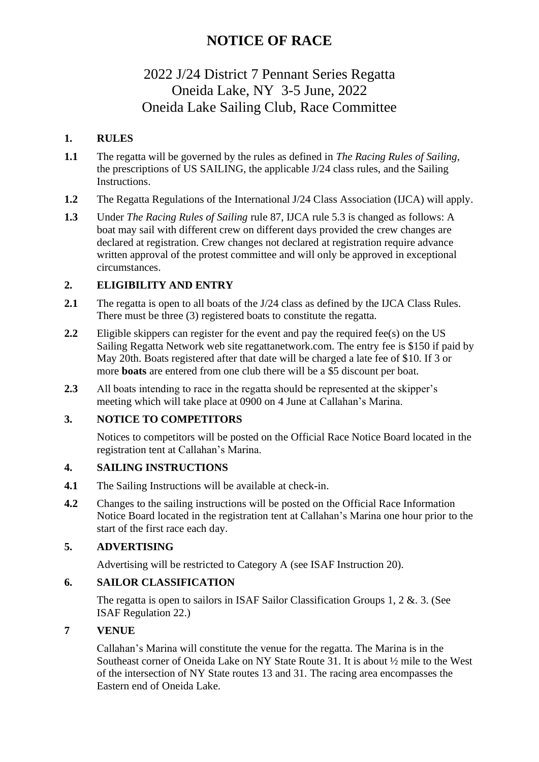# NOTICE OF RACE

## 2022 J/24 District 7 Pennant Series Regatta
## Oneida Lake, NY 3-5 June, 2022
## Oneida Lake Sailing Club, Race Committee

### 1. RULES

**1.1** The regatta will be governed by the rules as defined in *The Racing Rules of Sailing*, the prescriptions of US SAILING, the applicable J/24 class rules, and the Sailing Instructions.

**1.2** The Regatta Regulations of the International J/24 Class Association (IJCA) will apply.

**1.3** Under *The Racing Rules of Sailing* rule 87, IJCA rule 5.3 is changed as follows: A boat may sail with different crew on different days provided the crew changes are declared at registration. Crew changes not declared at registration require advance written approval of the protest committee and will only be approved in exceptional circumstances.

### 2. ELIGIBILITY AND ENTRY

**2.1** The regatta is open to all boats of the J/24 class as defined by the IJCA Class Rules. There must be three (3) registered boats to constitute the regatta.

**2.2** Eligible skippers can register for the event and pay the required fee(s) on the US Sailing Regatta Network web site regattanetwork.com. The entry fee is $150 if paid by May 20th. Boats registered after that date will be charged a late fee of $10. If 3 or more **boats** are entered from one club there will be a $5 discount per boat.

**2.3** All boats intending to race in the regatta should be represented at the skipper's meeting which will take place at 0900 on 4 June at Callahan's Marina.

### 3. NOTICE TO COMPETITORS

Notices to competitors will be posted on the Official Race Notice Board located in the registration tent at Callahan's Marina.

### 4. SAILING INSTRUCTIONS

**4.1** The Sailing Instructions will be available at check-in.

**4.2** Changes to the sailing instructions will be posted on the Official Race Information Notice Board located in the registration tent at Callahan's Marina one hour prior to the start of the first race each day.

### 5. ADVERTISING

Advertising will be restricted to Category A (see ISAF Instruction 20).

### 6. SAILOR CLASSIFICATION

The regatta is open to sailors in ISAF Sailor Classification Groups 1, 2 &. 3. (See ISAF Regulation 22.)

### 7 VENUE

Callahan's Marina will constitute the venue for the regatta. The Marina is in the Southeast corner of Oneida Lake on NY State Route 31. It is about ½ mile to the West of the intersection of NY State routes 13 and 31. The racing area encompasses the Eastern end of Oneida Lake.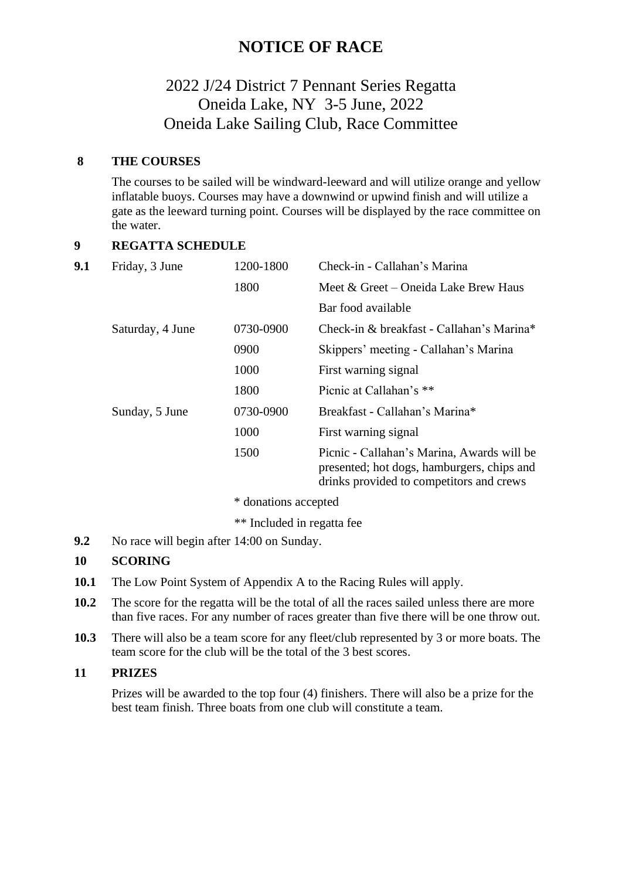# NOTICE OF RACE

## 2022 J/24 District 7 Pennant Series Regatta
## Oneida Lake, NY 3-5 June, 2022
## Oneida Lake Sailing Club, Race Committee

### 8 THE COURSES

The courses to be sailed will be windward-leeward and will utilize orange and yellow inflatable buoys. Courses may have a downwind or upwind finish and will utilize a gate as the leeward turning point. Courses will be displayed by the race committee on the water.

### 9 REGATTA SCHEDULE

**9.1**

| Day | Time | Event |
|---|---|---|
| Friday, 3 June | 1200-1800 | Check-in - Callahan's Marina |
| | 1800 | Meet & Greet – Oneida Lake Brew Haus |
| | | Bar food available |
| Saturday, 4 June | 0730-0900 | Check-in & breakfast - Callahan's Marina* |
| | 0900 | Skippers' meeting - Callahan's Marina |
| | 1000 | First warning signal |
| | 1800 | Picnic at Callahan's ** |
| Sunday, 5 June | 0730-0900 | Breakfast - Callahan's Marina* |
| | 1000 | First warning signal |
| | 1500 | Picnic - Callahan's Marina, Awards will be presented; hot dogs, hamburgers, chips and drinks provided to competitors and crews |

\* donations accepted

\*\* Included in regatta fee

**9.2** No race will begin after 14:00 on Sunday.

### 10 SCORING

**10.1** The Low Point System of Appendix A to the Racing Rules will apply.

**10.2** The score for the regatta will be the total of all the races sailed unless there are more than five races. For any number of races greater than five there will be one throw out.

**10.3** There will also be a team score for any fleet/club represented by 3 or more boats. The team score for the club will be the total of the 3 best scores.

### 11 PRIZES

Prizes will be awarded to the top four (4) finishers. There will also be a prize for the best team finish. Three boats from one club will constitute a team.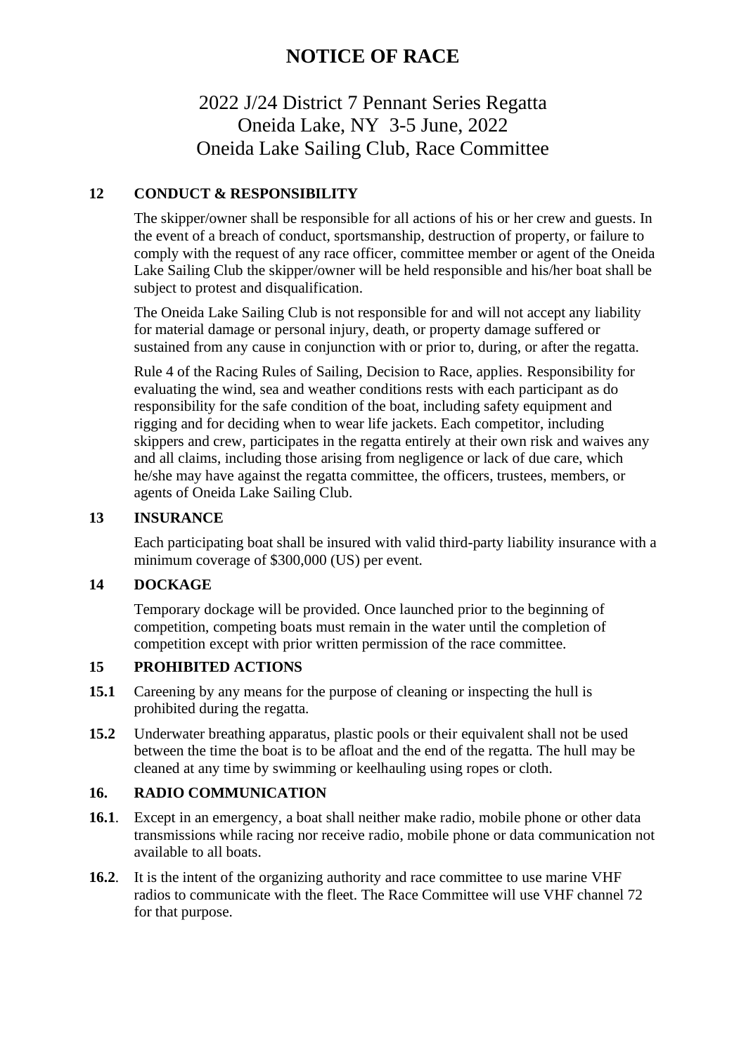# NOTICE OF RACE

## 2022 J/24 District 7 Pennant Series Regatta
## Oneida Lake, NY 3-5 June, 2022
## Oneida Lake Sailing Club, Race Committee

### 12 CONDUCT & RESPONSIBILITY

The skipper/owner shall be responsible for all actions of his or her crew and guests. In the event of a breach of conduct, sportsmanship, destruction of property, or failure to comply with the request of any race officer, committee member or agent of the Oneida Lake Sailing Club the skipper/owner will be held responsible and his/her boat shall be subject to protest and disqualification.

The Oneida Lake Sailing Club is not responsible for and will not accept any liability for material damage or personal injury, death, or property damage suffered or sustained from any cause in conjunction with or prior to, during, or after the regatta.

Rule 4 of the Racing Rules of Sailing, Decision to Race, applies. Responsibility for evaluating the wind, sea and weather conditions rests with each participant as do responsibility for the safe condition of the boat, including safety equipment and rigging and for deciding when to wear life jackets. Each competitor, including skippers and crew, participates in the regatta entirely at their own risk and waives any and all claims, including those arising from negligence or lack of due care, which he/she may have against the regatta committee, the officers, trustees, members, or agents of Oneida Lake Sailing Club.

### 13 INSURANCE

Each participating boat shall be insured with valid third-party liability insurance with a minimum coverage of $300,000 (US) per event.

### 14 DOCKAGE

Temporary dockage will be provided. Once launched prior to the beginning of competition, competing boats must remain in the water until the completion of competition except with prior written permission of the race committee.

### 15 PROHIBITED ACTIONS

**15.1** Careening by any means for the purpose of cleaning or inspecting the hull is prohibited during the regatta.

**15.2** Underwater breathing apparatus, plastic pools or their equivalent shall not be used between the time the boat is to be afloat and the end of the regatta. The hull may be cleaned at any time by swimming or keelhauling using ropes or cloth.

### 16. RADIO COMMUNICATION

**16.1**. Except in an emergency, a boat shall neither make radio, mobile phone or other data transmissions while racing nor receive radio, mobile phone or data communication not available to all boats.

**16.2**. It is the intent of the organizing authority and race committee to use marine VHF radios to communicate with the fleet. The Race Committee will use VHF channel 72 for that purpose.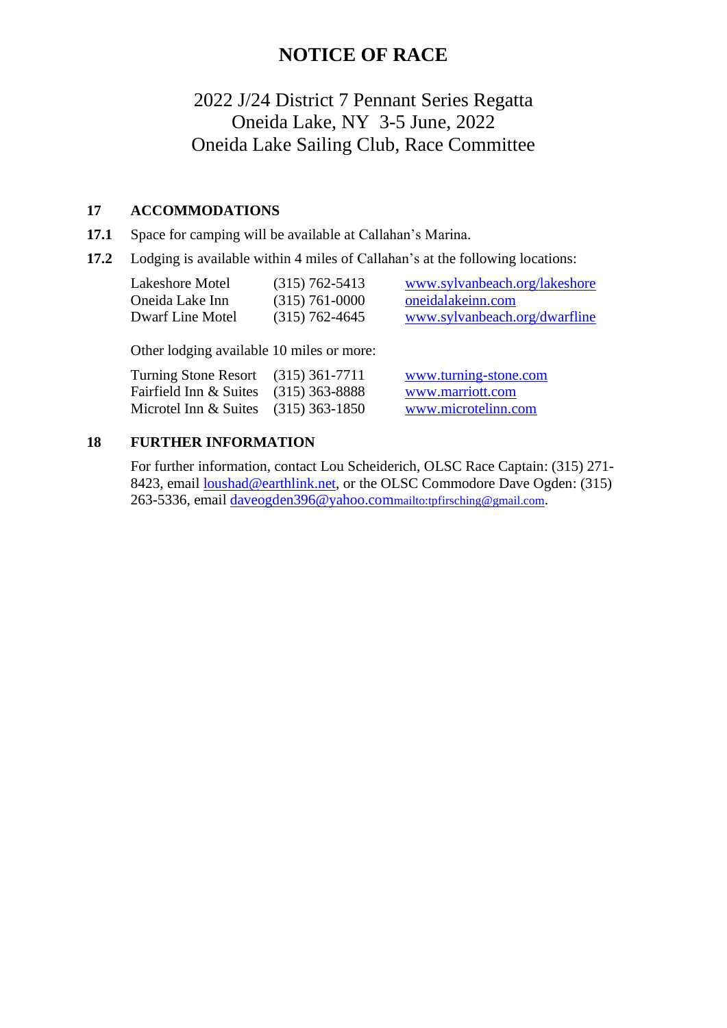# NOTICE OF RACE

2022 J/24 District 7 Pennant Series Regatta
Oneida Lake, NY 3-5 June, 2022
Oneida Lake Sailing Club, Race Committee

## 17 ACCOMMODATIONS

**17.1** Space for camping will be available at Callahan's Marina.

**17.2** Lodging is available within 4 miles of Callahan's at the following locations:

| | | |
|---|---|---|
| Lakeshore Motel | (315) 762-5413 | www.sylvanbeach.org/lakeshore |
| Oneida Lake Inn | (315) 761-0000 | oneidalakeinn.com |
| Dwarf Line Motel | (315) 762-4645 | www.sylvanbeach.org/dwarfline |

Other lodging available 10 miles or more:

| | | |
|---|---|---|
| Turning Stone Resort | (315) 361-7711 | www.turning-stone.com |
| Fairfield Inn & Suites | (315) 363-8888 | www.marriott.com |
| Microtel Inn & Suites | (315) 363-1850 | www.microtelinn.com |

## 18 FURTHER INFORMATION

For further information, contact Lou Scheiderich, OLSC Race Captain: (315) 271-8423, email loushad@earthlink.net, or the OLSC Commodore Dave Ogden: (315) 263-5336, email daveogden396@yahoo.commailto:tpfirsching@gmail.com.